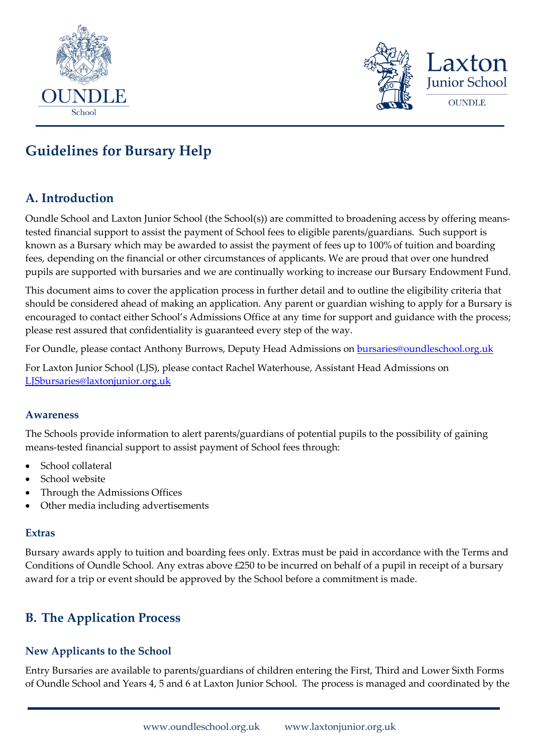# Guidelines for Bursary Help

## A. Introduction

Oundle School and Laxton Junior School (the School(s)) are committed to broadening access by offering means-tested financial support to assist the payment of School fees to eligible parents/guardians. Such support is known as a Bursary which may be awarded to assist the payment of fees up to 100% of tuition and boarding fees, depending on the financial or other circumstances of applicants. We are proud that over one hundred pupils are supported with bursaries and we are continually working to increase our Bursary Endowment Fund.

This document aims to cover the application process in further detail and to outline the eligibility criteria that should be considered ahead of making an application. Any parent or guardian wishing to apply for a Bursary is encouraged to contact either School's Admissions Office at any time for support and guidance with the process; please rest assured that confidentiality is guaranteed every step of the way.

For Oundle, please contact Anthony Burrows, Deputy Head Admissions on bursaries@oundleschool.org.uk

For Laxton Junior School (LJS), please contact Rachel Waterhouse, Assistant Head Admissions on LJSbursaries@laxtonjunior.org.uk

### Awareness

The Schools provide information to alert parents/guardians of potential pupils to the possibility of gaining means-tested financial support to assist payment of School fees through:

- School collateral
- School website
- Through the Admissions Offices
- Other media including advertisements

### Extras

Bursary awards apply to tuition and boarding fees only. Extras must be paid in accordance with the Terms and Conditions of Oundle School. Any extras above £250 to be incurred on behalf of a pupil in receipt of a bursary award for a trip or event should be approved by the School before a commitment is made.

## B. The Application Process

### New Applicants to the School

Entry Bursaries are available to parents/guardians of children entering the First, Third and Lower Sixth Forms of Oundle School and Years 4, 5 and 6 at Laxton Junior School. The process is managed and coordinated by the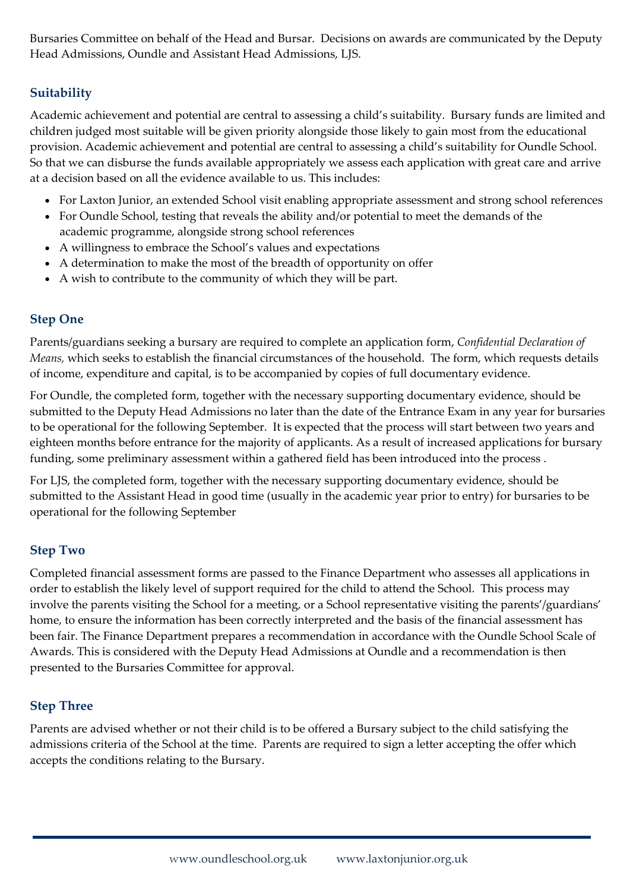Bursaries Committee on behalf of the Head and Bursar. Decisions on awards are communicated by the Deputy Head Admissions, Oundle and Assistant Head Admissions, LJS.

## Suitability

Academic achievement and potential are central to assessing a child's suitability. Bursary funds are limited and children judged most suitable will be given priority alongside those likely to gain most from the educational provision. Academic achievement and potential are central to assessing a child's suitability for Oundle School. So that we can disburse the funds available appropriately we assess each application with great care and arrive at a decision based on all the evidence available to us. This includes:

- For Laxton Junior, an extended School visit enabling appropriate assessment and strong school references
- For Oundle School, testing that reveals the ability and/or potential to meet the demands of the academic programme, alongside strong school references
- A willingness to embrace the School's values and expectations
- A determination to make the most of the breadth of opportunity on offer
- A wish to contribute to the community of which they will be part.

## Step One

Parents/guardians seeking a bursary are required to complete an application form, *Confidential Declaration of Means,* which seeks to establish the financial circumstances of the household. The form, which requests details of income, expenditure and capital, is to be accompanied by copies of full documentary evidence.

For Oundle, the completed form, together with the necessary supporting documentary evidence, should be submitted to the Deputy Head Admissions no later than the date of the Entrance Exam in any year for bursaries to be operational for the following September. It is expected that the process will start between two years and eighteen months before entrance for the majority of applicants. As a result of increased applications for bursary funding, some preliminary assessment within a gathered field has been introduced into the process .

For LJS, the completed form, together with the necessary supporting documentary evidence, should be submitted to the Assistant Head in good time (usually in the academic year prior to entry) for bursaries to be operational for the following September

## Step Two

Completed financial assessment forms are passed to the Finance Department who assesses all applications in order to establish the likely level of support required for the child to attend the School. This process may involve the parents visiting the School for a meeting, or a School representative visiting the parents'/guardians' home, to ensure the information has been correctly interpreted and the basis of the financial assessment has been fair. The Finance Department prepares a recommendation in accordance with the Oundle School Scale of Awards. This is considered with the Deputy Head Admissions at Oundle and a recommendation is then presented to the Bursaries Committee for approval.

## Step Three

Parents are advised whether or not their child is to be offered a Bursary subject to the child satisfying the admissions criteria of the School at the time. Parents are required to sign a letter accepting the offer which accepts the conditions relating to the Bursary.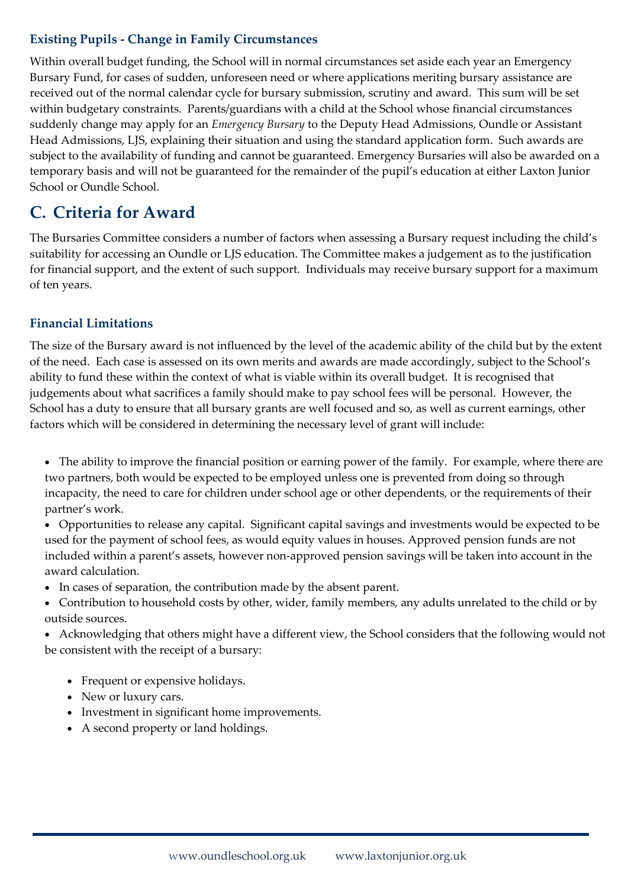### Existing Pupils - Change in Family Circumstances

Within overall budget funding, the School will in normal circumstances set aside each year an Emergency Bursary Fund, for cases of sudden, unforeseen need or where applications meriting bursary assistance are received out of the normal calendar cycle for bursary submission, scrutiny and award. This sum will be set within budgetary constraints. Parents/guardians with a child at the School whose financial circumstances suddenly change may apply for an *Emergency Bursary* to the Deputy Head Admissions, Oundle or Assistant Head Admissions, LJS, explaining their situation and using the standard application form. Such awards are subject to the availability of funding and cannot be guaranteed. Emergency Bursaries will also be awarded on a temporary basis and will not be guaranteed for the remainder of the pupil's education at either Laxton Junior School or Oundle School.

## C. Criteria for Award

The Bursaries Committee considers a number of factors when assessing a Bursary request including the child's suitability for accessing an Oundle or LJS education. The Committee makes a judgement as to the justification for financial support, and the extent of such support. Individuals may receive bursary support for a maximum of ten years.

### Financial Limitations

The size of the Bursary award is not influenced by the level of the academic ability of the child but by the extent of the need. Each case is assessed on its own merits and awards are made accordingly, subject to the School's ability to fund these within the context of what is viable within its overall budget. It is recognised that judgements about what sacrifices a family should make to pay school fees will be personal. However, the School has a duty to ensure that all bursary grants are well focused and so, as well as current earnings, other factors which will be considered in determining the necessary level of grant will include:

- The ability to improve the financial position or earning power of the family. For example, where there are two partners, both would be expected to be employed unless one is prevented from doing so through incapacity, the need to care for children under school age or other dependents, or the requirements of their partner's work.
- Opportunities to release any capital. Significant capital savings and investments would be expected to be used for the payment of school fees, as would equity values in houses. Approved pension funds are not included within a parent's assets, however non-approved pension savings will be taken into account in the award calculation.
- In cases of separation, the contribution made by the absent parent.
- Contribution to household costs by other, wider, family members, any adults unrelated to the child or by outside sources.
- Acknowledging that others might have a different view, the School considers that the following would not be consistent with the receipt of a bursary:
  - Frequent or expensive holidays.
  - New or luxury cars.
  - Investment in significant home improvements.
  - A second property or land holdings.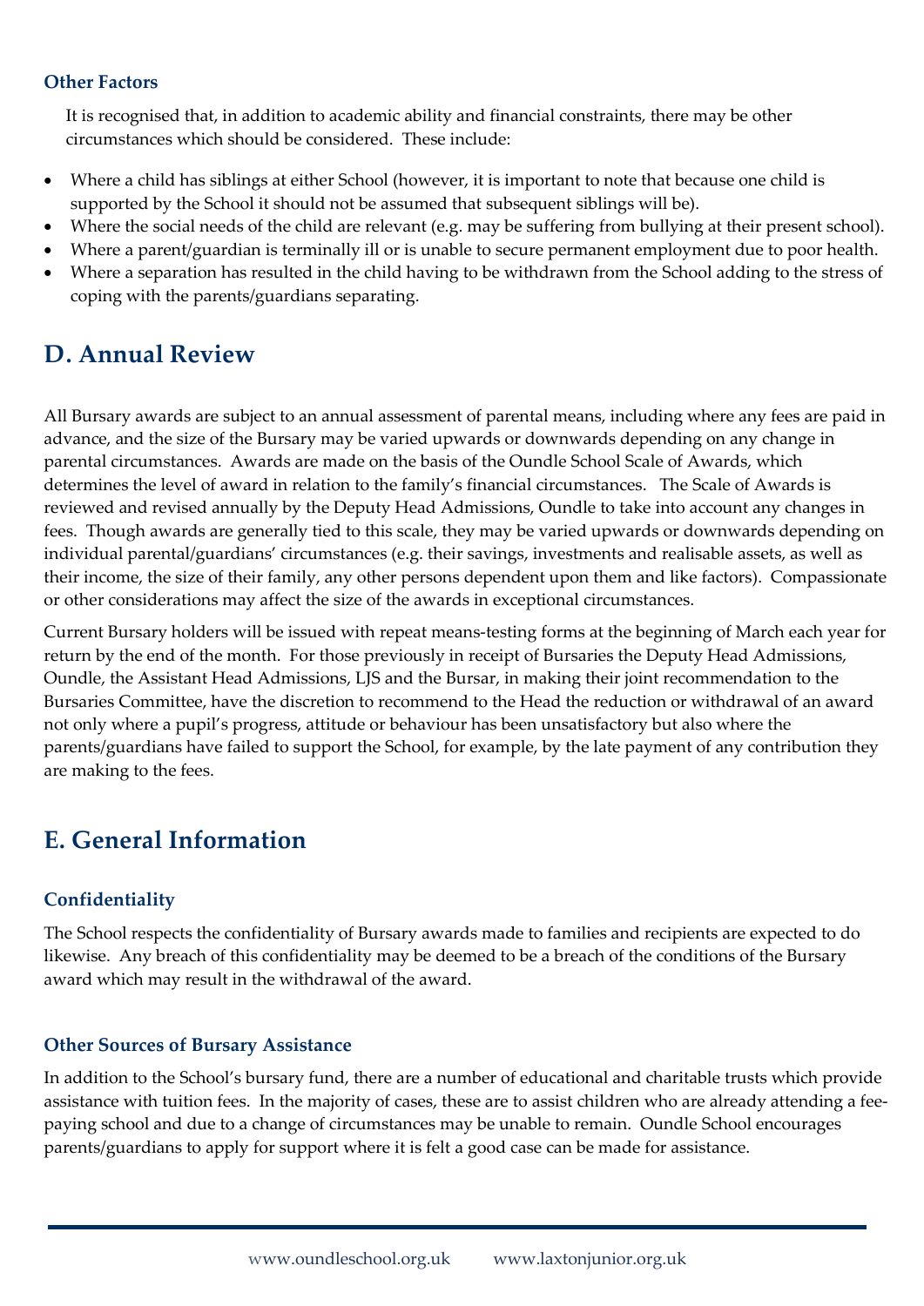### Other Factors

It is recognised that, in addition to academic ability and financial constraints, there may be other circumstances which should be considered. These include:

- Where a child has siblings at either School (however, it is important to note that because one child is supported by the School it should not be assumed that subsequent siblings will be).
- Where the social needs of the child are relevant (e.g. may be suffering from bullying at their present school).
- Where a parent/guardian is terminally ill or is unable to secure permanent employment due to poor health.
- Where a separation has resulted in the child having to be withdrawn from the School adding to the stress of coping with the parents/guardians separating.

## D. Annual Review

All Bursary awards are subject to an annual assessment of parental means, including where any fees are paid in advance, and the size of the Bursary may be varied upwards or downwards depending on any change in parental circumstances. Awards are made on the basis of the Oundle School Scale of Awards, which determines the level of award in relation to the family's financial circumstances. The Scale of Awards is reviewed and revised annually by the Deputy Head Admissions, Oundle to take into account any changes in fees. Though awards are generally tied to this scale, they may be varied upwards or downwards depending on individual parental/guardians' circumstances (e.g. their savings, investments and realisable assets, as well as their income, the size of their family, any other persons dependent upon them and like factors). Compassionate or other considerations may affect the size of the awards in exceptional circumstances.

Current Bursary holders will be issued with repeat means-testing forms at the beginning of March each year for return by the end of the month. For those previously in receipt of Bursaries the Deputy Head Admissions, Oundle, the Assistant Head Admissions, LJS and the Bursar, in making their joint recommendation to the Bursaries Committee, have the discretion to recommend to the Head the reduction or withdrawal of an award not only where a pupil's progress, attitude or behaviour has been unsatisfactory but also where the parents/guardians have failed to support the School, for example, by the late payment of any contribution they are making to the fees.

## E. General Information

### Confidentiality

The School respects the confidentiality of Bursary awards made to families and recipients are expected to do likewise. Any breach of this confidentiality may be deemed to be a breach of the conditions of the Bursary award which may result in the withdrawal of the award.

### Other Sources of Bursary Assistance

In addition to the School's bursary fund, there are a number of educational and charitable trusts which provide assistance with tuition fees. In the majority of cases, these are to assist children who are already attending a fee-paying school and due to a change of circumstances may be unable to remain. Oundle School encourages parents/guardians to apply for support where it is felt a good case can be made for assistance.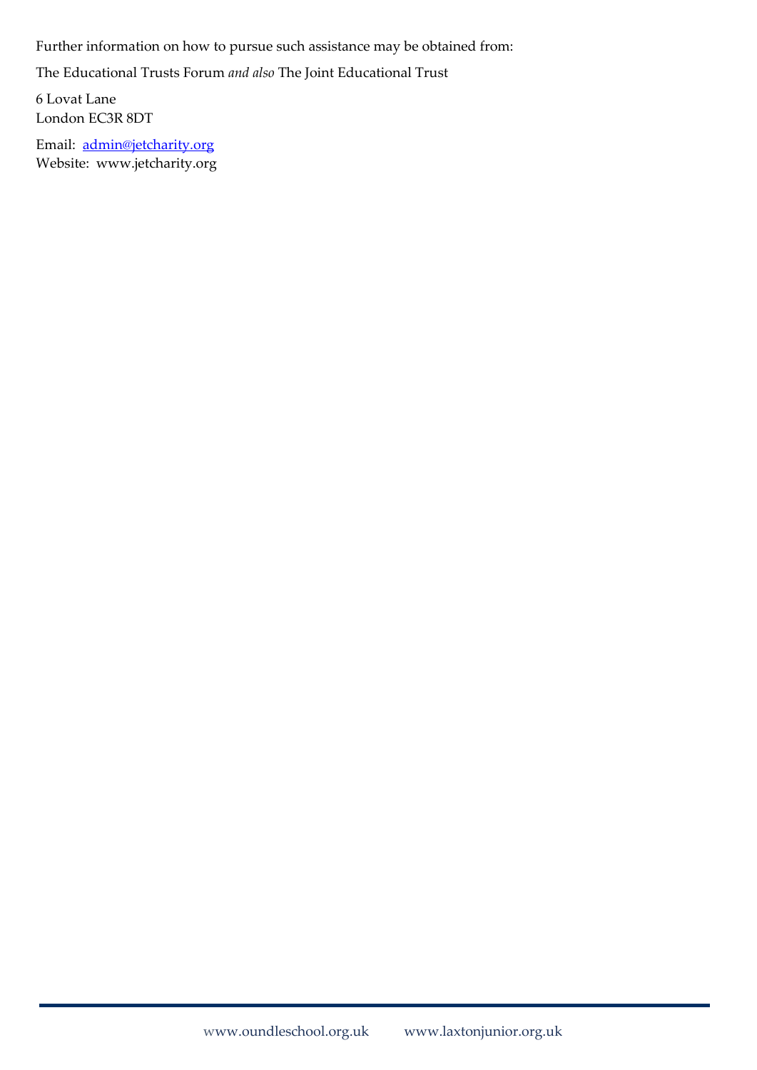Further information on how to pursue such assistance may be obtained from:

The Educational Trusts Forum *and also* The Joint Educational Trust

6 Lovat Lane
London EC3R 8DT

Email: admin@jetcharity.org
Website: www.jetcharity.org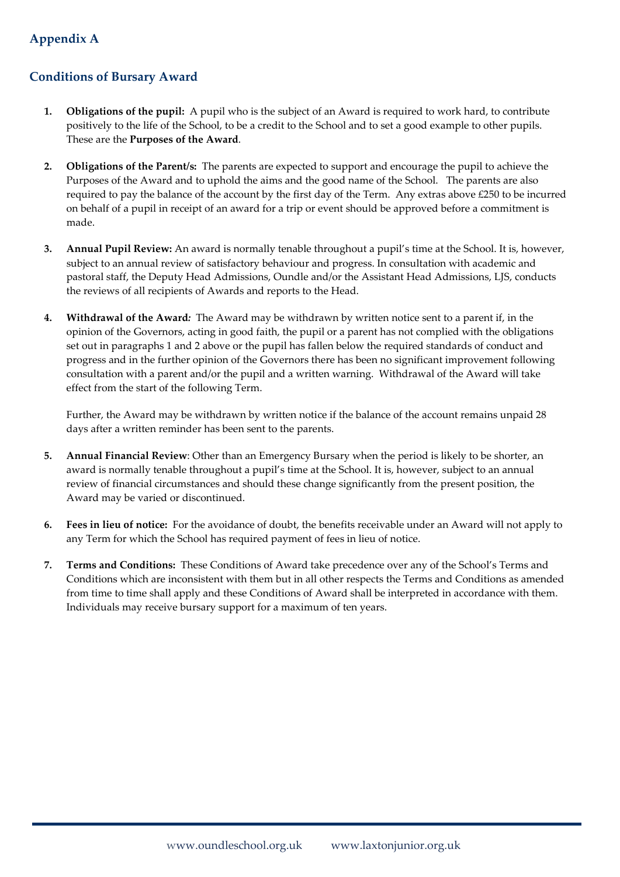## Appendix A

## Conditions of Bursary Award

1. **Obligations of the pupil:** A pupil who is the subject of an Award is required to work hard, to contribute positively to the life of the School, to be a credit to the School and to set a good example to other pupils. These are the **Purposes of the Award**.

2. **Obligations of the Parent/s:** The parents are expected to support and encourage the pupil to achieve the Purposes of the Award and to uphold the aims and the good name of the School. The parents are also required to pay the balance of the account by the first day of the Term. Any extras above £250 to be incurred on behalf of a pupil in receipt of an award for a trip or event should be approved before a commitment is made.

3. **Annual Pupil Review:** An award is normally tenable throughout a pupil's time at the School. It is, however, subject to an annual review of satisfactory behaviour and progress. In consultation with academic and pastoral staff, the Deputy Head Admissions, Oundle and/or the Assistant Head Admissions, LJS, conducts the reviews of all recipients of Awards and reports to the Head.

4. **Withdrawal of the Award***:* The Award may be withdrawn by written notice sent to a parent if, in the opinion of the Governors, acting in good faith, the pupil or a parent has not complied with the obligations set out in paragraphs 1 and 2 above or the pupil has fallen below the required standards of conduct and progress and in the further opinion of the Governors there has been no significant improvement following consultation with a parent and/or the pupil and a written warning. Withdrawal of the Award will take effect from the start of the following Term.

   Further, the Award may be withdrawn by written notice if the balance of the account remains unpaid 28 days after a written reminder has been sent to the parents.

5. **Annual Financial Review**: Other than an Emergency Bursary when the period is likely to be shorter, an award is normally tenable throughout a pupil's time at the School. It is, however, subject to an annual review of financial circumstances and should these change significantly from the present position, the Award may be varied or discontinued.

6. **Fees in lieu of notice:** For the avoidance of doubt, the benefits receivable under an Award will not apply to any Term for which the School has required payment of fees in lieu of notice.

7. **Terms and Conditions:** These Conditions of Award take precedence over any of the School's Terms and Conditions which are inconsistent with them but in all other respects the Terms and Conditions as amended from time to time shall apply and these Conditions of Award shall be interpreted in accordance with them. Individuals may receive bursary support for a maximum of ten years.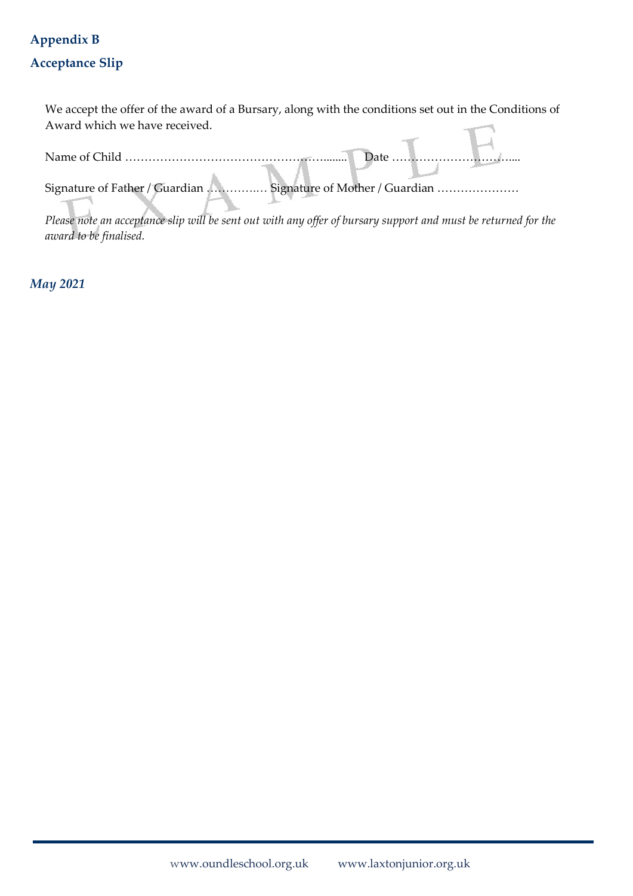## Appendix B

## Acceptance Slip

We accept the offer of the award of a Bursary, along with the conditions set out in the Conditions of Award which we have received.

Name of Child ……………………………………………....... Date ………………………….....

Signature of Father / Guardian ……….…. Signature of Mother / Guardian …………………

*Please note an acceptance slip will be sent out with any offer of bursary support and must be returned for the award to be finalised.*

***May 2021***

www.oundleschool.org.uk www.laxtonjunior.org.uk